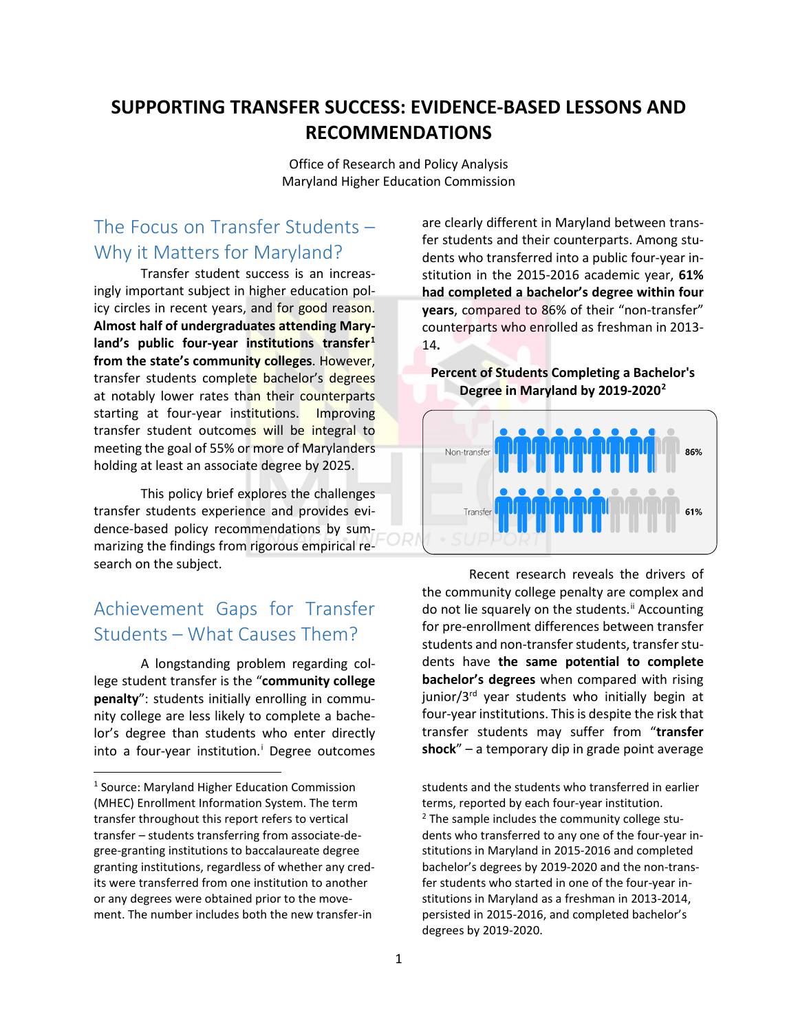# SUPPORTING TRANSFER SUCCESS: EVIDENCE-BASED LESSONS AND RECOMMENDATIONS

Office of Research and Policy Analysis
Maryland Higher Education Commission

## The Focus on Transfer Students – Why it Matters for Maryland?

Transfer student success is an increasingly important subject in higher education policy circles in recent years, and for good reason. **Almost half of undergraduates attending Maryland's public four-year institutions transfer[1] from the state's community colleges**. However, transfer students complete bachelor's degrees at notably lower rates than their counterparts starting at four-year institutions. Improving transfer student outcomes will be integral to meeting the goal of 55% or more of Marylanders holding at least an associate degree by 2025.

This policy brief explores the challenges transfer students experience and provides evidence-based policy recommendations by summarizing the findings from rigorous empirical research on the subject.

## Achievement Gaps for Transfer Students – What Causes Them?

A longstanding problem regarding college student transfer is the "**community college penalty**": students initially enrolling in community college are less likely to complete a bachelor's degree than students who enter directly into a four-year institution.[i] Degree outcomes are clearly different in Maryland between transfer students and their counterparts. Among students who transferred into a public four-year institution in the 2015-2016 academic year, **61% had completed a bachelor's degree within four years**, compared to 86% of their "non-transfer" counterparts who enrolled as freshman in 2013-14**.**

**Percent of Students Completing a Bachelor's Degree in Maryland by 2019-2020[2]**

| | |
|---|---|
| Non-transfer | 86% |
| Transfer | 61% |

Recent research reveals the drivers of the community college penalty are complex and do not lie squarely on the students.[ii] Accounting for pre-enrollment differences between transfer students and non-transfer students, transfer students have **the same potential to complete bachelor's degrees** when compared with rising junior/3rd year students who initially begin at four-year institutions. This is despite the risk that transfer students may suffer from "**transfer shock**" – a temporary dip in grade point average

---

[1] Source: Maryland Higher Education Commission (MHEC) Enrollment Information System. The term transfer throughout this report refers to vertical transfer – students transferring from associate-degree-granting institutions to baccalaureate degree granting institutions, regardless of whether any credits were transferred from one institution to another or any degrees were obtained prior to the movement. The number includes both the new transfer-in students and the students who transferred in earlier terms, reported by each four-year institution.

[2] The sample includes the community college students who transferred to any one of the four-year institutions in Maryland in 2015-2016 and completed bachelor's degrees by 2019-2020 and the non-transfer students who started in one of the four-year institutions in Maryland as a freshman in 2013-2014, persisted in 2015-2016, and completed bachelor's degrees by 2019-2020.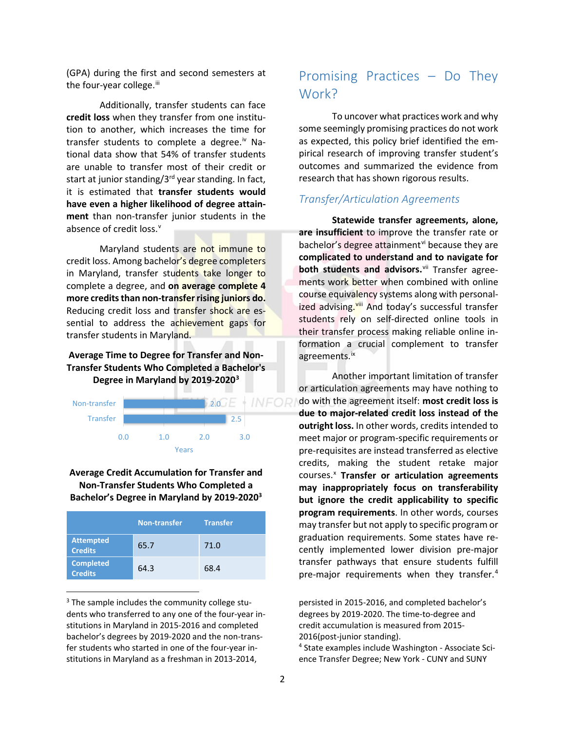(GPA) during the first and second semesters at the four-year college.[iii]

Additionally, transfer students can face **credit loss** when they transfer from one institution to another, which increases the time for transfer students to complete a degree.[iv] National data show that 54% of transfer students are unable to transfer most of their credit or start at junior standing/3rd year standing. In fact, it is estimated that **transfer students would have even a higher likelihood of degree attainment** than non-transfer junior students in the absence of credit loss.[v]

Maryland students are not immune to credit loss. Among bachelor's degree completers in Maryland, transfer students take longer to complete a degree, and **on average complete 4 more credits than non-transfer rising juniors do.** Reducing credit loss and transfer shock are essential to address the achievement gaps for transfer students in Maryland.

**Average Time to Degree for Transfer and Non-Transfer Students Who Completed a Bachelor's Degree in Maryland by 2019-2020[3]**

| | Years |
|---|---|
| Non-transfer | 2.0 |
| Transfer | 2.5 |

**Average Credit Accumulation for Transfer and Non-Transfer Students Who Completed a Bachelor's Degree in Maryland by 2019-2020[3]**

| | Non-transfer | Transfer |
|---|---|---|
| **Attempted Credits** | 65.7 | 71.0 |
| **Completed Credits** | 64.3 | 68.4 |

## Promising Practices – Do They Work?

To uncover what practices work and why some seemingly promising practices do not work as expected, this policy brief identified the empirical research of improving transfer student's outcomes and summarized the evidence from research that has shown rigorous results.

### *Transfer/Articulation Agreements*

**Statewide transfer agreements, alone, are insufficient** to improve the transfer rate or bachelor's degree attainment[vi] because they are **complicated to understand and to navigate for both students and advisors.**[vii] Transfer agreements work better when combined with online course equivalency systems along with personalized advising.[viii] And today's successful transfer students rely on self-directed online tools in their transfer process making reliable online information a crucial complement to transfer agreements.[ix]

Another important limitation of transfer or articulation agreements may have nothing to do with the agreement itself: **most credit loss is due to major-related credit loss instead of the outright loss.** In other words, credits intended to meet major or program-specific requirements or pre-requisites are instead transferred as elective credits, making the student retake major courses.[x] **Transfer or articulation agreements may inappropriately focus on transferability but ignore the credit applicability to specific program requirements**. In other words, courses may transfer but not apply to specific program or graduation requirements. Some states have recently implemented lower division pre-major transfer pathways that ensure students fulfill pre-major requirements when they transfer.[4]

---

[3] The sample includes the community college students who transferred to any one of the four-year institutions in Maryland in 2015-2016 and completed bachelor's degrees by 2019-2020 and the non-transfer students who started in one of the four-year institutions in Maryland as a freshman in 2013-2014, persisted in 2015-2016, and completed bachelor's degrees by 2019-2020. The time-to-degree and credit accumulation is measured from 2015-2016(post-junior standing).

[4] State examples include Washington - Associate Science Transfer Degree; New York - CUNY and SUNY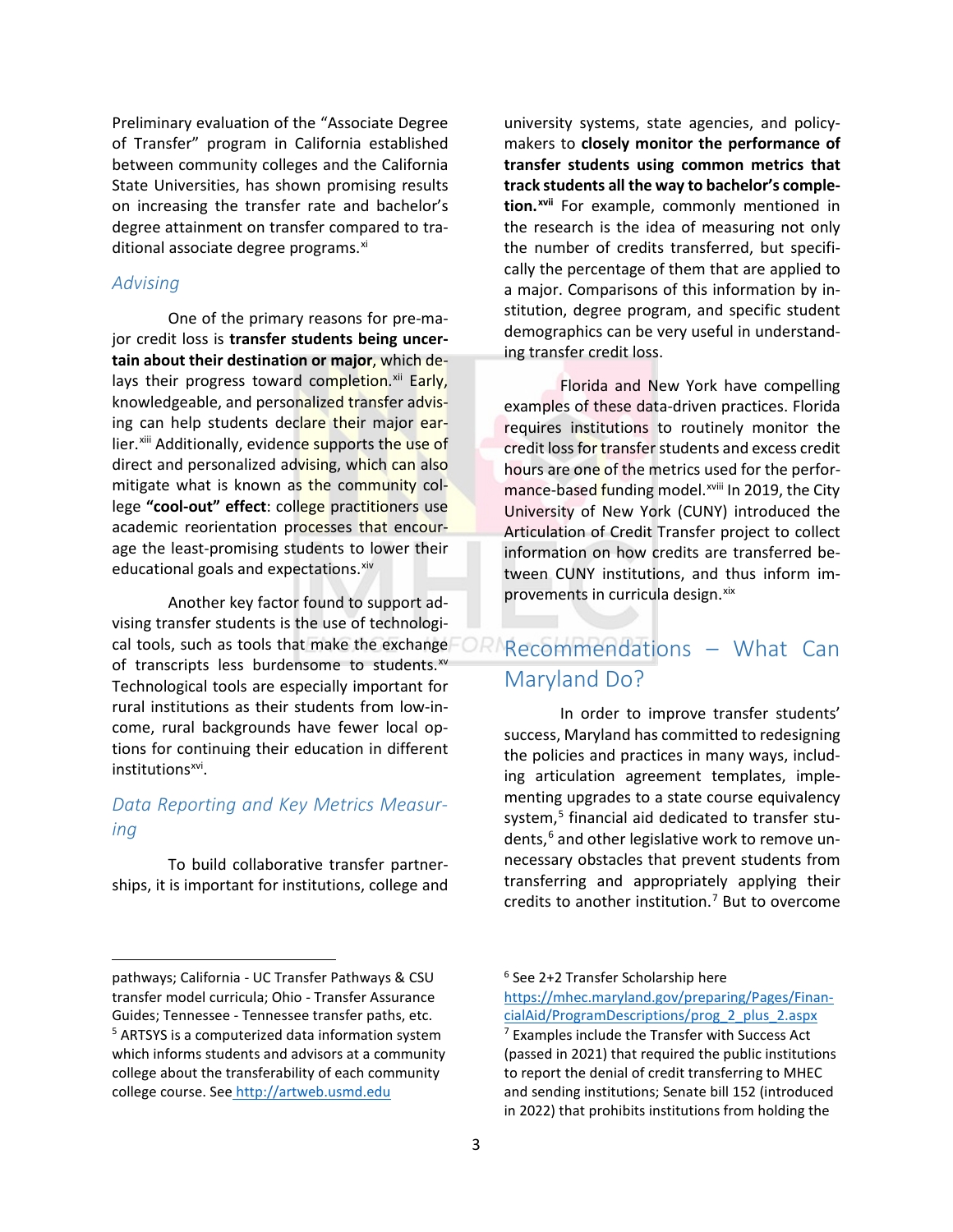Preliminary evaluation of the "Associate Degree of Transfer" program in California established between community colleges and the California State Universities, has shown promising results on increasing the transfer rate and bachelor's degree attainment on transfer compared to traditional associate degree programs.[xi]

### *Advising*

One of the primary reasons for pre-major credit loss is **transfer students being uncertain about their destination or major**, which delays their progress toward completion.[xii] Early, knowledgeable, and personalized transfer advising can help students declare their major earlier.[xiii] Additionally, evidence supports the use of direct and personalized advising, which can also mitigate what is known as the community college **"cool-out" effect**: college practitioners use academic reorientation processes that encourage the least-promising students to lower their educational goals and expectations.[xiv]

Another key factor found to support advising transfer students is the use of technological tools, such as tools that make the exchange of transcripts less burdensome to students.[xv] Technological tools are especially important for rural institutions as their students from low-income, rural backgrounds have fewer local options for continuing their education in different institutions[xvi].

### *Data Reporting and Key Metrics Measuring*

To build collaborative transfer partnerships, it is important for institutions, college and university systems, state agencies, and policymakers to **closely monitor the performance of transfer students using common metrics that track students all the way to bachelor's completion.**[xvii] For example, commonly mentioned in the research is the idea of measuring not only the number of credits transferred, but specifically the percentage of them that are applied to a major. Comparisons of this information by institution, degree program, and specific student demographics can be very useful in understanding transfer credit loss.

Florida and New York have compelling examples of these data-driven practices. Florida requires institutions to routinely monitor the credit loss for transfer students and excess credit hours are one of the metrics used for the performance-based funding model.[xviii] In 2019, the City University of New York (CUNY) introduced the Articulation of Credit Transfer project to collect information on how credits are transferred between CUNY institutions, and thus inform improvements in curricula design.[xix]

## Recommendations – What Can Maryland Do?

In order to improve transfer students' success, Maryland has committed to redesigning the policies and practices in many ways, including articulation agreement templates, implementing upgrades to a state course equivalency system,[5] financial aid dedicated to transfer students,[6] and other legislative work to remove unnecessary obstacles that prevent students from transferring and appropriately applying their credits to another institution.[7] But to overcome

---

pathways; California - UC Transfer Pathways & CSU transfer model curricula; Ohio - Transfer Assurance Guides; Tennessee - Tennessee transfer paths, etc.

[5] ARTSYS is a computerized data information system which informs students and advisors at a community college about the transferability of each community college course. See http://artweb.usmd.edu

[6] See 2+2 Transfer Scholarship here https://mhec.maryland.gov/preparing/Pages/FinancialAid/ProgramDescriptions/prog_2_plus_2.aspx

[7] Examples include the Transfer with Success Act (passed in 2021) that required the public institutions to report the denial of credit transferring to MHEC and sending institutions; Senate bill 152 (introduced in 2022) that prohibits institutions from holding the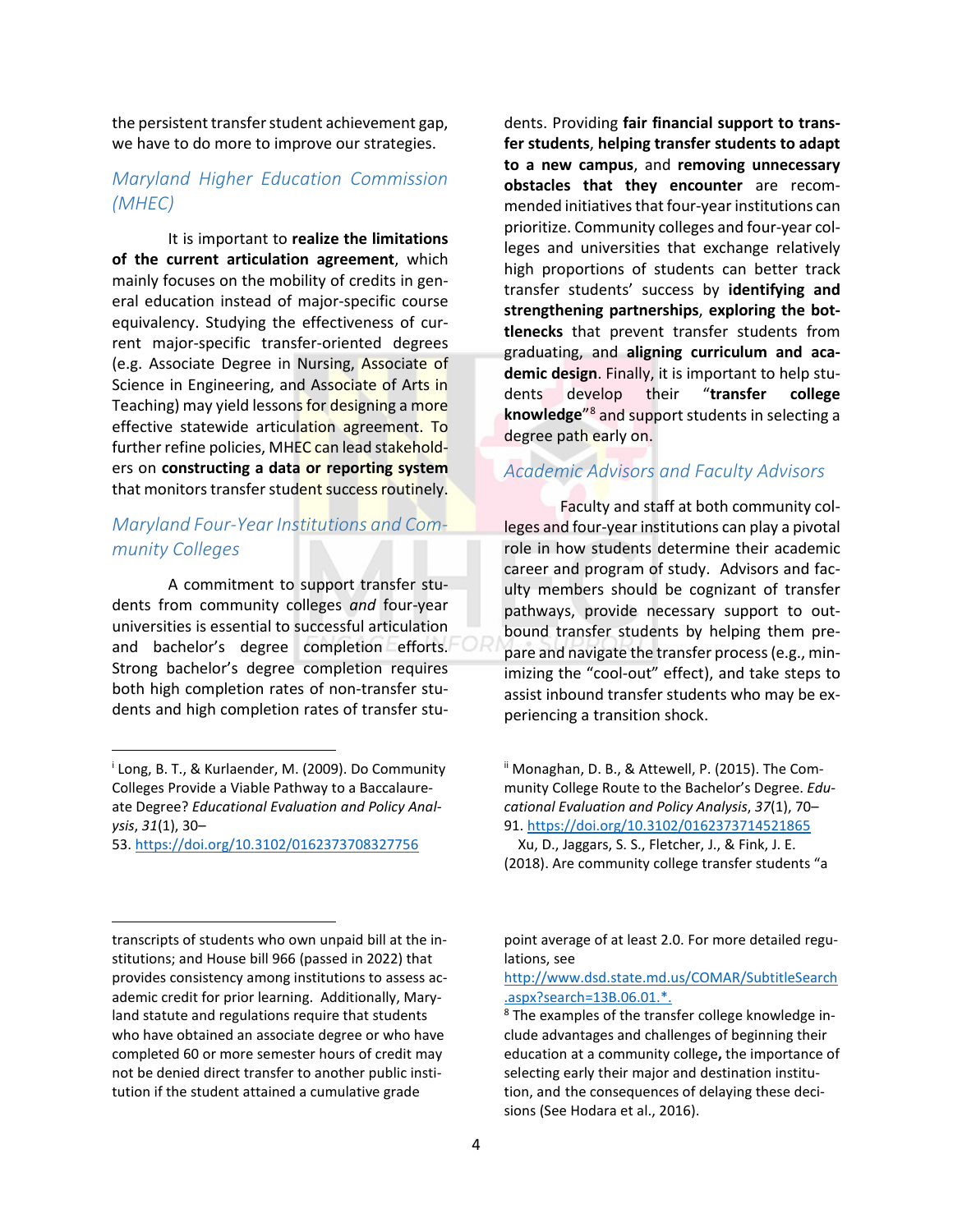the persistent transfer student achievement gap, we have to do more to improve our strategies.

### *Maryland Higher Education Commission (MHEC)*

It is important to **realize the limitations of the current articulation agreement**, which mainly focuses on the mobility of credits in general education instead of major-specific course equivalency. Studying the effectiveness of current major-specific transfer-oriented degrees (e.g. Associate Degree in Nursing, Associate of Science in Engineering, and Associate of Arts in Teaching) may yield lessons for designing a more effective statewide articulation agreement. To further refine policies, MHEC can lead stakeholders on **constructing a data or reporting system** that monitors transfer student success routinely.

### *Maryland Four-Year Institutions and Community Colleges*

A commitment to support transfer students from community colleges *and* four-year universities is essential to successful articulation and bachelor's degree completion efforts. Strong bachelor's degree completion requires both high completion rates of non-transfer students and high completion rates of transfer students. Providing **fair financial support to transfer students**, **helping transfer students to adapt to a new campus**, and **removing unnecessary obstacles that they encounter** are recommended initiatives that four-year institutions can prioritize. Community colleges and four-year colleges and universities that exchange relatively high proportions of students can better track transfer students' success by **identifying and strengthening partnerships**, **exploring the bottlenecks** that prevent transfer students from graduating, and **aligning curriculum and academic design**. Finally, it is important to help students develop their "**transfer college knowledge**"[8] and support students in selecting a degree path early on.

### *Academic Advisors and Faculty Advisors*

Faculty and staff at both community colleges and four-year institutions can play a pivotal role in how students determine their academic career and program of study. Advisors and faculty members should be cognizant of transfer pathways, provide necessary support to outbound transfer students by helping them prepare and navigate the transfer process (e.g., minimizing the "cool-out" effect), and take steps to assist inbound transfer students who may be experiencing a transition shock.

---

[i] Long, B. T., & Kurlaender, M. (2009). Do Community Colleges Provide a Viable Pathway to a Baccalaureate Degree? *Educational Evaluation and Policy Analysis*, *31*(1), 30–53. https://doi.org/10.3102/0162373708327756

[ii] Monaghan, D. B., & Attewell, P. (2015). The Community College Route to the Bachelor's Degree. *Educational Evaluation and Policy Analysis*, *37*(1), 70–91. https://doi.org/10.3102/0162373714521865
Xu, D., Jaggars, S. S., Fletcher, J., & Fink, J. E. (2018). Are community college transfer students "a

---

transcripts of students who own unpaid bill at the institutions; and House bill 966 (passed in 2022) that provides consistency among institutions to assess academic credit for prior learning. Additionally, Maryland statute and regulations require that students who have obtained an associate degree or who have completed 60 or more semester hours of credit may not be denied direct transfer to another public institution if the student attained a cumulative grade point average of at least 2.0. For more detailed regulations, see http://www.dsd.state.md.us/COMAR/SubtitleSearch.aspx?search=13B.06.01.*.

[8] The examples of the transfer college knowledge include advantages and challenges of beginning their education at a community college**,** the importance of selecting early their major and destination institution, and the consequences of delaying these decisions (See Hodara et al., 2016).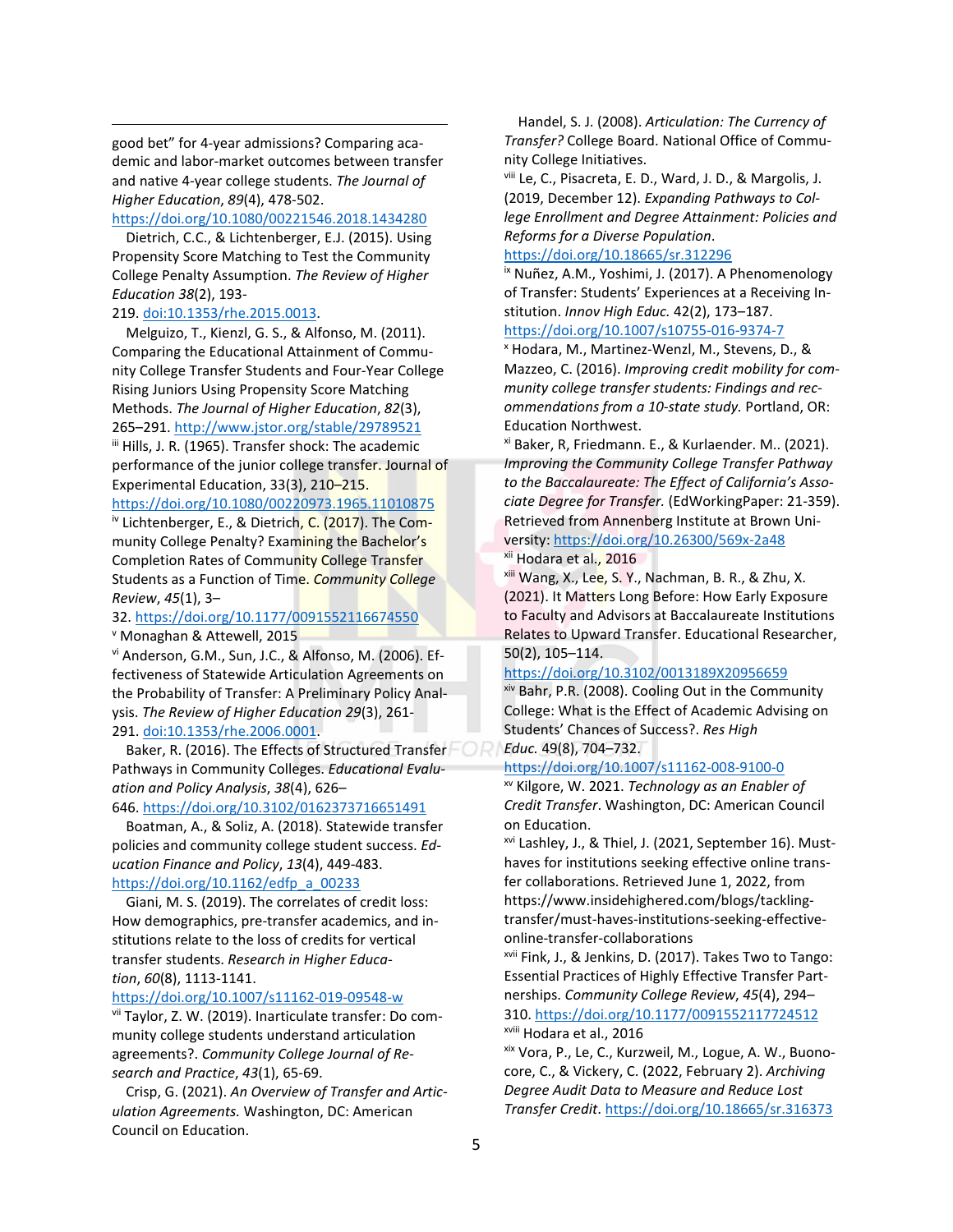good bet" for 4-year admissions? Comparing academic and labor-market outcomes between transfer and native 4-year college students. *The Journal of Higher Education*, *89*(4), 478-502. https://doi.org/10.1080/00221546.2018.1434280

Dietrich, C.C., & Lichtenberger, E.J. (2015). Using Propensity Score Matching to Test the Community College Penalty Assumption. *The Review of Higher Education 38*(2), 193-219. doi:10.1353/rhe.2015.0013.

Melguizo, T., Kienzl, G. S., & Alfonso, M. (2011). Comparing the Educational Attainment of Community College Transfer Students and Four-Year College Rising Juniors Using Propensity Score Matching Methods. *The Journal of Higher Education*, *82*(3), 265–291. http://www.jstor.org/stable/29789521

[iii] Hills, J. R. (1965). Transfer shock: The academic performance of the junior college transfer. Journal of Experimental Education, 33(3), 210–215. https://doi.org/10.1080/00220973.1965.11010875

[iv] Lichtenberger, E., & Dietrich, C. (2017). The Community College Penalty? Examining the Bachelor's Completion Rates of Community College Transfer Students as a Function of Time. *Community College Review*, *45*(1), 3–32. https://doi.org/10.1177/0091552116674550

[v] Monaghan & Attewell, 2015

[vi] Anderson, G.M., Sun, J.C., & Alfonso, M. (2006). Effectiveness of Statewide Articulation Agreements on the Probability of Transfer: A Preliminary Policy Analysis. *The Review of Higher Education 29*(3), 261-291. doi:10.1353/rhe.2006.0001.

Baker, R. (2016). The Effects of Structured Transfer Pathways in Community Colleges. *Educational Evaluation and Policy Analysis*, *38*(4), 626–646. https://doi.org/10.3102/0162373716651491

Boatman, A., & Soliz, A. (2018). Statewide transfer policies and community college student success. *Education Finance and Policy*, *13*(4), 449-483. https://doi.org/10.1162/edfp_a_00233

Giani, M. S. (2019). The correlates of credit loss: How demographics, pre-transfer academics, and institutions relate to the loss of credits for vertical transfer students. *Research in Higher Education*, *60*(8), 1113-1141. https://doi.org/10.1007/s11162-019-09548-w

[vii] Taylor, Z. W. (2019). Inarticulate transfer: Do community college students understand articulation agreements?. *Community College Journal of Research and Practice*, *43*(1), 65-69.

Crisp, G. (2021). *An Overview of Transfer and Articulation Agreements.* Washington, DC: American Council on Education.

Handel, S. J. (2008). *Articulation: The Currency of Transfer?* College Board. National Office of Community College Initiatives.

[viii] Le, C., Pisacreta, E. D., Ward, J. D., & Margolis, J. (2019, December 12). *Expanding Pathways to College Enrollment and Degree Attainment: Policies and Reforms for a Diverse Population*. https://doi.org/10.18665/sr.312296

[ix] Nuñez, A.M., Yoshimi, J. (2017). A Phenomenology of Transfer: Students' Experiences at a Receiving Institution. *Innov High Educ.* 42(2), 173–187. https://doi.org/10.1007/s10755-016-9374-7

[x] Hodara, M., Martinez-Wenzl, M., Stevens, D., & Mazzeo, C. (2016). *Improving credit mobility for community college transfer students: Findings and recommendations from a 10-state study.* Portland, OR: Education Northwest.

[xi] Baker, R, Friedmann. E., & Kurlaender. M.. (2021). *Improving the Community College Transfer Pathway to the Baccalaureate: The Effect of California's Associate Degree for Transfer.* (EdWorkingPaper: 21-359). Retrieved from Annenberg Institute at Brown University: https://doi.org/10.26300/569x-2a48

[xii] Hodara et al., 2016

[xiii] Wang, X., Lee, S. Y., Nachman, B. R., & Zhu, X. (2021). It Matters Long Before: How Early Exposure to Faculty and Advisors at Baccalaureate Institutions Relates to Upward Transfer. Educational Researcher, 50(2), 105–114. https://doi.org/10.3102/0013189X20956659

[xiv] Bahr, P.R. (2008). Cooling Out in the Community College: What is the Effect of Academic Advising on Students' Chances of Success?. *Res High Educ.* 49(8), 704–732. https://doi.org/10.1007/s11162-008-9100-0

[xv] Kilgore, W. 2021. *Technology as an Enabler of Credit Transfer*. Washington, DC: American Council on Education.

[xvi] Lashley, J., & Thiel, J. (2021, September 16). Must-haves for institutions seeking effective online transfer collaborations. Retrieved June 1, 2022, from https://www.insidehighered.com/blogs/tackling-transfer/must-haves-institutions-seeking-effective-online-transfer-collaborations

[xvii] Fink, J., & Jenkins, D. (2017). Takes Two to Tango: Essential Practices of Highly Effective Transfer Partnerships. *Community College Review*, *45*(4), 294–310. https://doi.org/10.1177/0091552117724512

[xviii] Hodara et al., 2016

[xix] Vora, P., Le, C., Kurzweil, M., Logue, A. W., Buonocore, C., & Vickery, C. (2022, February 2). *Archiving Degree Audit Data to Measure and Reduce Lost Transfer Credit.* https://doi.org/10.18665/sr.316373